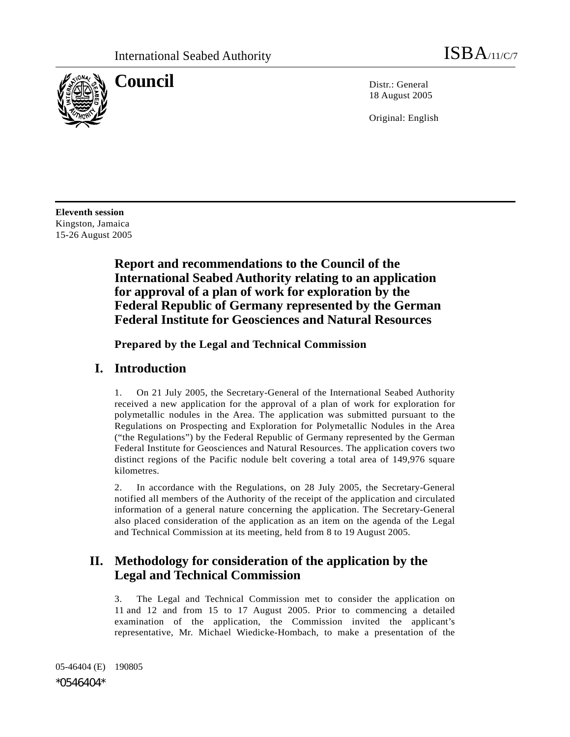International Seabed Authority

ISBA/11/C/7

# Council

Distr.: General
18 August 2005

Original: English

**Eleventh session**
Kingston, Jamaica
15-26 August 2005

## Report and recommendations to the Council of the International Seabed Authority relating to an application for approval of a plan of work for exploration by the Federal Republic of Germany represented by the German Federal Institute for Geosciences and Natural Resources

**Prepared by the Legal and Technical Commission**

## I. Introduction

1. On 21 July 2005, the Secretary-General of the International Seabed Authority received a new application for the approval of a plan of work for exploration for polymetallic nodules in the Area. The application was submitted pursuant to the Regulations on Prospecting and Exploration for Polymetallic Nodules in the Area ("the Regulations") by the Federal Republic of Germany represented by the German Federal Institute for Geosciences and Natural Resources. The application covers two distinct regions of the Pacific nodule belt covering a total area of 149,976 square kilometres.

2. In accordance with the Regulations, on 28 July 2005, the Secretary-General notified all members of the Authority of the receipt of the application and circulated information of a general nature concerning the application. The Secretary-General also placed consideration of the application as an item on the agenda of the Legal and Technical Commission at its meeting, held from 8 to 19 August 2005.

## II. Methodology for consideration of the application by the Legal and Technical Commission

3. The Legal and Technical Commission met to consider the application on 11 and 12 and from 15 to 17 August 2005. Prior to commencing a detailed examination of the application, the Commission invited the applicant's representative, Mr. Michael Wiedicke-Hombach, to make a presentation of the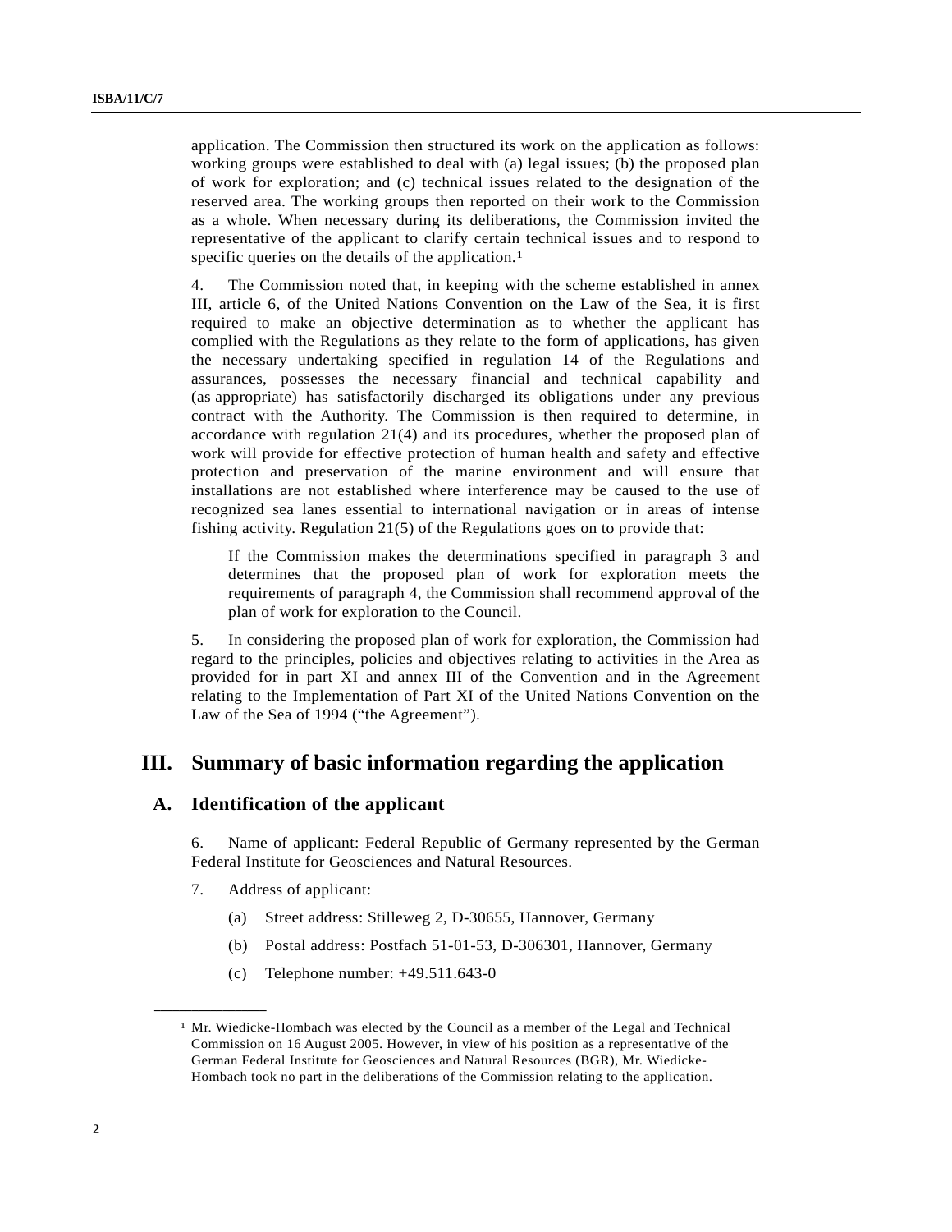application. The Commission then structured its work on the application as follows: working groups were established to deal with (a) legal issues; (b) the proposed plan of work for exploration; and (c) technical issues related to the designation of the reserved area. The working groups then reported on their work to the Commission as a whole. When necessary during its deliberations, the Commission invited the representative of the applicant to clarify certain technical issues and to respond to specific queries on the details of the application.[1]

4. The Commission noted that, in keeping with the scheme established in annex III, article 6, of the United Nations Convention on the Law of the Sea, it is first required to make an objective determination as to whether the applicant has complied with the Regulations as they relate to the form of applications, has given the necessary undertaking specified in regulation 14 of the Regulations and assurances, possesses the necessary financial and technical capability and (as appropriate) has satisfactorily discharged its obligations under any previous contract with the Authority. The Commission is then required to determine, in accordance with regulation 21(4) and its procedures, whether the proposed plan of work will provide for effective protection of human health and safety and effective protection and preservation of the marine environment and will ensure that installations are not established where interference may be caused to the use of recognized sea lanes essential to international navigation or in areas of intense fishing activity. Regulation 21(5) of the Regulations goes on to provide that:

> If the Commission makes the determinations specified in paragraph 3 and determines that the proposed plan of work for exploration meets the requirements of paragraph 4, the Commission shall recommend approval of the plan of work for exploration to the Council.

5. In considering the proposed plan of work for exploration, the Commission had regard to the principles, policies and objectives relating to activities in the Area as provided for in part XI and annex III of the Convention and in the Agreement relating to the Implementation of Part XI of the United Nations Convention on the Law of the Sea of 1994 ("the Agreement").

## III. Summary of basic information regarding the application

### A. Identification of the applicant

6. Name of applicant: Federal Republic of Germany represented by the German Federal Institute for Geosciences and Natural Resources.

7. Address of applicant:

(a) Street address: Stilleweg 2, D-30655, Hannover, Germany

(b) Postal address: Postfach 51-01-53, D-306301, Hannover, Germany

(c) Telephone number: +49.511.643-0

---

[1] Mr. Wiedicke-Hombach was elected by the Council as a member of the Legal and Technical Commission on 16 August 2005. However, in view of his position as a representative of the German Federal Institute for Geosciences and Natural Resources (BGR), Mr. Wiedicke-Hombach took no part in the deliberations of the Commission relating to the application.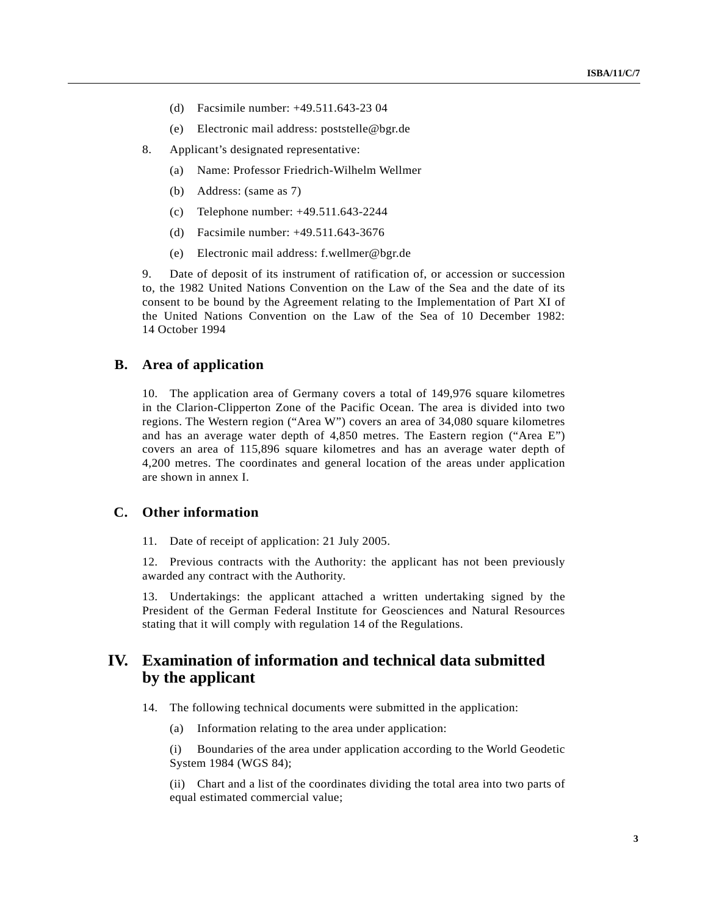(d) Facsimile number: +49.511.643-23 04

(e) Electronic mail address: poststelle@bgr.de

8. Applicant's designated representative:

(a) Name: Professor Friedrich-Wilhelm Wellmer

(b) Address: (same as 7)

(c) Telephone number: +49.511.643-2244

(d) Facsimile number: +49.511.643-3676

(e) Electronic mail address: f.wellmer@bgr.de

9. Date of deposit of its instrument of ratification of, or accession or succession to, the 1982 United Nations Convention on the Law of the Sea and the date of its consent to be bound by the Agreement relating to the Implementation of Part XI of the United Nations Convention on the Law of the Sea of 10 December 1982: 14 October 1994

## B. Area of application

10. The application area of Germany covers a total of 149,976 square kilometres in the Clarion-Clipperton Zone of the Pacific Ocean. The area is divided into two regions. The Western region ("Area W") covers an area of 34,080 square kilometres and has an average water depth of 4,850 metres. The Eastern region ("Area E") covers an area of 115,896 square kilometres and has an average water depth of 4,200 metres. The coordinates and general location of the areas under application are shown in annex I.

## C. Other information

11. Date of receipt of application: 21 July 2005.

12. Previous contracts with the Authority: the applicant has not been previously awarded any contract with the Authority.

13. Undertakings: the applicant attached a written undertaking signed by the President of the German Federal Institute for Geosciences and Natural Resources stating that it will comply with regulation 14 of the Regulations.

# IV. Examination of information and technical data submitted by the applicant

14. The following technical documents were submitted in the application:

(a) Information relating to the area under application:

(i) Boundaries of the area under application according to the World Geodetic System 1984 (WGS 84);

(ii) Chart and a list of the coordinates dividing the total area into two parts of equal estimated commercial value;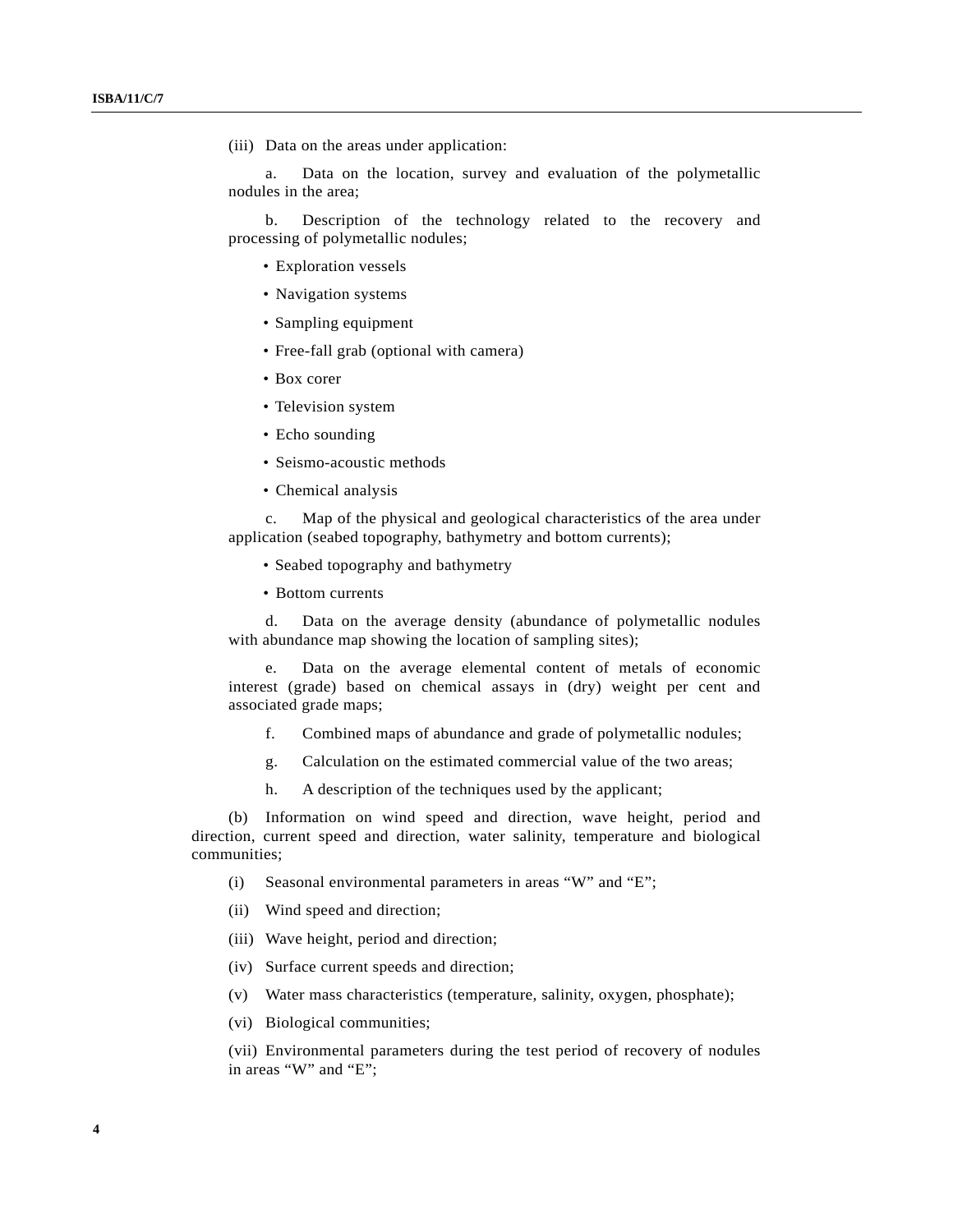(iii) Data on the areas under application:

a. Data on the location, survey and evaluation of the polymetallic nodules in the area;

b. Description of the technology related to the recovery and processing of polymetallic nodules;

- Exploration vessels
- Navigation systems
- Sampling equipment
- Free-fall grab (optional with camera)
- Box corer
- Television system
- Echo sounding
- Seismo-acoustic methods
- Chemical analysis

c. Map of the physical and geological characteristics of the area under application (seabed topography, bathymetry and bottom currents);

- Seabed topography and bathymetry
- Bottom currents

d. Data on the average density (abundance of polymetallic nodules with abundance map showing the location of sampling sites);

e. Data on the average elemental content of metals of economic interest (grade) based on chemical assays in (dry) weight per cent and associated grade maps;

f. Combined maps of abundance and grade of polymetallic nodules;

g. Calculation on the estimated commercial value of the two areas;

h. A description of the techniques used by the applicant;

(b) Information on wind speed and direction, wave height, period and direction, current speed and direction, water salinity, temperature and biological communities;

(i) Seasonal environmental parameters in areas “W” and “E”;

(ii) Wind speed and direction;

(iii) Wave height, period and direction;

(iv) Surface current speeds and direction;

(v) Water mass characteristics (temperature, salinity, oxygen, phosphate);

(vi) Biological communities;

(vii) Environmental parameters during the test period of recovery of nodules in areas “W” and “E”;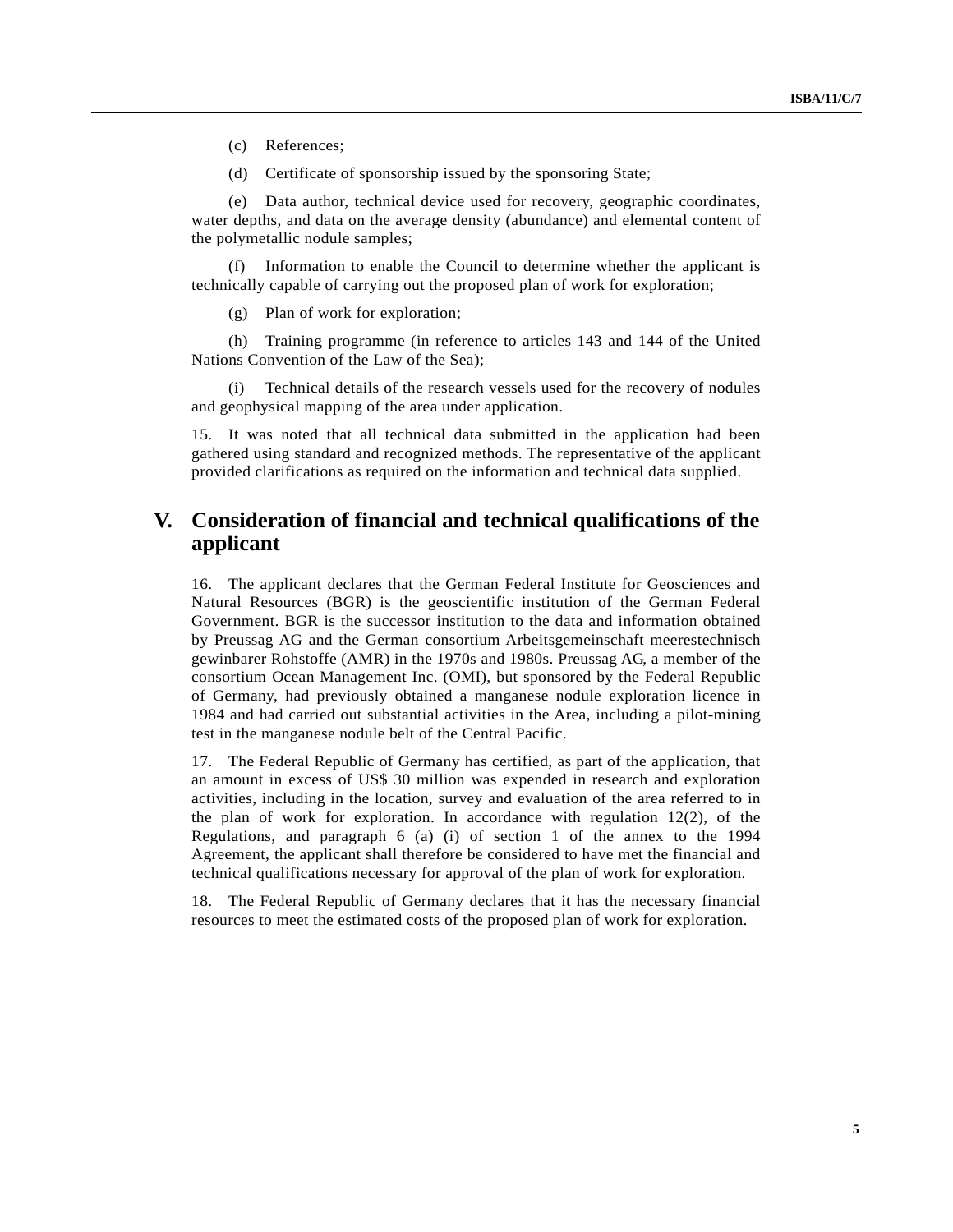(c) References;

(d) Certificate of sponsorship issued by the sponsoring State;

(e) Data author, technical device used for recovery, geographic coordinates, water depths, and data on the average density (abundance) and elemental content of the polymetallic nodule samples;

(f) Information to enable the Council to determine whether the applicant is technically capable of carrying out the proposed plan of work for exploration;

(g) Plan of work for exploration;

(h) Training programme (in reference to articles 143 and 144 of the United Nations Convention of the Law of the Sea);

(i) Technical details of the research vessels used for the recovery of nodules and geophysical mapping of the area under application.

15. It was noted that all technical data submitted in the application had been gathered using standard and recognized methods. The representative of the applicant provided clarifications as required on the information and technical data supplied.

# V. Consideration of financial and technical qualifications of the applicant

16. The applicant declares that the German Federal Institute for Geosciences and Natural Resources (BGR) is the geoscientific institution of the German Federal Government. BGR is the successor institution to the data and information obtained by Preussag AG and the German consortium Arbeitsgemeinschaft meerestechnisch gewinbarer Rohstoffe (AMR) in the 1970s and 1980s. Preussag AG, a member of the consortium Ocean Management Inc. (OMI), but sponsored by the Federal Republic of Germany, had previously obtained a manganese nodule exploration licence in 1984 and had carried out substantial activities in the Area, including a pilot-mining test in the manganese nodule belt of the Central Pacific.

17. The Federal Republic of Germany has certified, as part of the application, that an amount in excess of US$ 30 million was expended in research and exploration activities, including in the location, survey and evaluation of the area referred to in the plan of work for exploration. In accordance with regulation 12(2), of the Regulations, and paragraph 6 (a) (i) of section 1 of the annex to the 1994 Agreement, the applicant shall therefore be considered to have met the financial and technical qualifications necessary for approval of the plan of work for exploration.

18. The Federal Republic of Germany declares that it has the necessary financial resources to meet the estimated costs of the proposed plan of work for exploration.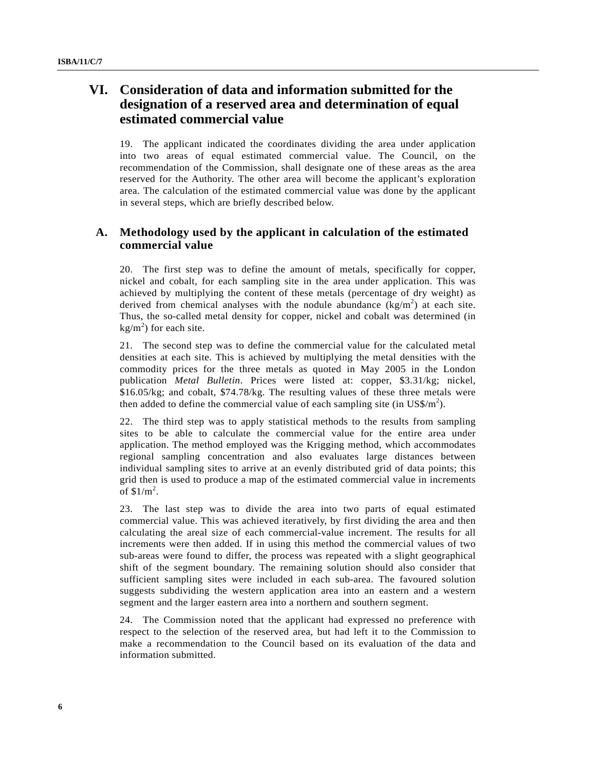## VI. Consideration of data and information submitted for the designation of a reserved area and determination of equal estimated commercial value

19. The applicant indicated the coordinates dividing the area under application into two areas of equal estimated commercial value. The Council, on the recommendation of the Commission, shall designate one of these areas as the area reserved for the Authority. The other area will become the applicant's exploration area. The calculation of the estimated commercial value was done by the applicant in several steps, which are briefly described below.

### A. Methodology used by the applicant in calculation of the estimated commercial value

20. The first step was to define the amount of metals, specifically for copper, nickel and cobalt, for each sampling site in the area under application. This was achieved by multiplying the content of these metals (percentage of dry weight) as derived from chemical analyses with the nodule abundance ($kg/m^2$) at each site. Thus, the so-called metal density for copper, nickel and cobalt was determined (in $kg/m^2$) for each site.

21. The second step was to define the commercial value for the calculated metal densities at each site. This is achieved by multiplying the metal densities with the commodity prices for the three metals as quoted in May 2005 in the London publication *Metal Bulletin*. Prices were listed at: copper, $3.31/kg; nickel, $16.05/kg; and cobalt, $74.78/kg. The resulting values of these three metals were then added to define the commercial value of each sampling site (in $US\$/m^2$).

22. The third step was to apply statistical methods to the results from sampling sites to be able to calculate the commercial value for the entire area under application. The method employed was the Krigging method, which accommodates regional sampling concentration and also evaluates large distances between individual sampling sites to arrive at an evenly distributed grid of data points; this grid then is used to produce a map of the estimated commercial value in increments of $\$1/m^2$.

23. The last step was to divide the area into two parts of equal estimated commercial value. This was achieved iteratively, by first dividing the area and then calculating the areal size of each commercial-value increment. The results for all increments were then added. If in using this method the commercial values of two sub-areas were found to differ, the process was repeated with a slight geographical shift of the segment boundary. The remaining solution should also consider that sufficient sampling sites were included in each sub-area. The favoured solution suggests subdividing the western application area into an eastern and a western segment and the larger eastern area into a northern and southern segment.

24. The Commission noted that the applicant had expressed no preference with respect to the selection of the reserved area, but had left it to the Commission to make a recommendation to the Council based on its evaluation of the data and information submitted.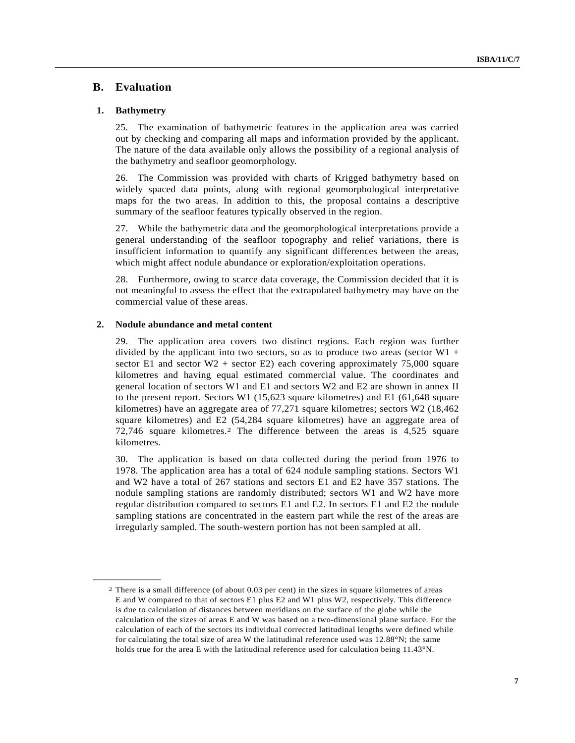## B. Evaluation

### 1. Bathymetry

25. The examination of bathymetric features in the application area was carried out by checking and comparing all maps and information provided by the applicant. The nature of the data available only allows the possibility of a regional analysis of the bathymetry and seafloor geomorphology.

26. The Commission was provided with charts of Krigged bathymetry based on widely spaced data points, along with regional geomorphological interpretative maps for the two areas. In addition to this, the proposal contains a descriptive summary of the seafloor features typically observed in the region.

27. While the bathymetric data and the geomorphological interpretations provide a general understanding of the seafloor topography and relief variations, there is insufficient information to quantify any significant differences between the areas, which might affect nodule abundance or exploration/exploitation operations.

28. Furthermore, owing to scarce data coverage, the Commission decided that it is not meaningful to assess the effect that the extrapolated bathymetry may have on the commercial value of these areas.

### 2. Nodule abundance and metal content

29. The application area covers two distinct regions. Each region was further divided by the applicant into two sectors, so as to produce two areas (sector W1 + sector E1 and sector W2 + sector E2) each covering approximately 75,000 square kilometres and having equal estimated commercial value. The coordinates and general location of sectors W1 and E1 and sectors W2 and E2 are shown in annex II to the present report. Sectors W1 (15,623 square kilometres) and E1 (61,648 square kilometres) have an aggregate area of 77,271 square kilometres; sectors W2 (18,462 square kilometres) and E2 (54,284 square kilometres) have an aggregate area of 72,746 square kilometres.[2] The difference between the areas is 4,525 square kilometres.

30. The application is based on data collected during the period from 1976 to 1978. The application area has a total of 624 nodule sampling stations. Sectors W1 and W2 have a total of 267 stations and sectors E1 and E2 have 357 stations. The nodule sampling stations are randomly distributed; sectors W1 and W2 have more regular distribution compared to sectors E1 and E2. In sectors E1 and E2 the nodule sampling stations are concentrated in the eastern part while the rest of the areas are irregularly sampled. The south-western portion has not been sampled at all.

---

[2] There is a small difference (of about 0.03 per cent) in the sizes in square kilometres of areas E and W compared to that of sectors E1 plus E2 and W1 plus W2, respectively. This difference is due to calculation of distances between meridians on the surface of the globe while the calculation of the sizes of areas E and W was based on a two-dimensional plane surface. For the calculation of each of the sectors its individual corrected latitudinal lengths were defined while for calculating the total size of area W the latitudinal reference used was 12.88°N; the same holds true for the area E with the latitudinal reference used for calculation being 11.43°N.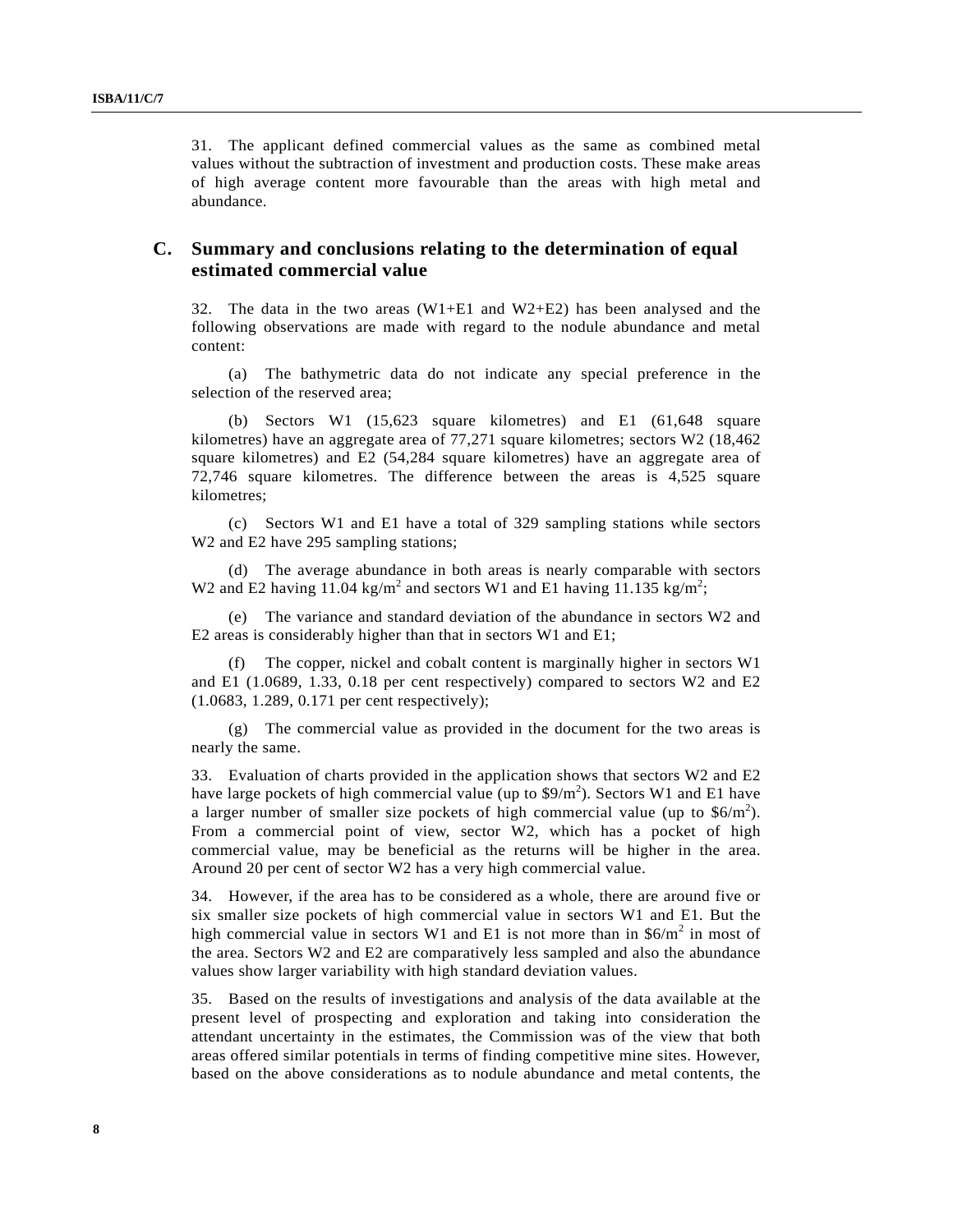31. The applicant defined commercial values as the same as combined metal values without the subtraction of investment and production costs. These make areas of high average content more favourable than the areas with high metal and abundance.

## C. Summary and conclusions relating to the determination of equal estimated commercial value

32. The data in the two areas (W1+E1 and W2+E2) has been analysed and the following observations are made with regard to the nodule abundance and metal content:

(a) The bathymetric data do not indicate any special preference in the selection of the reserved area;

(b) Sectors W1 (15,623 square kilometres) and E1 (61,648 square kilometres) have an aggregate area of 77,271 square kilometres; sectors W2 (18,462 square kilometres) and E2 (54,284 square kilometres) have an aggregate area of 72,746 square kilometres. The difference between the areas is 4,525 square kilometres;

(c) Sectors W1 and E1 have a total of 329 sampling stations while sectors W2 and E2 have 295 sampling stations;

(d) The average abundance in both areas is nearly comparable with sectors W2 and E2 having 11.04 kg/m$^2$ and sectors W1 and E1 having 11.135 kg/m$^2$;

(e) The variance and standard deviation of the abundance in sectors W2 and E2 areas is considerably higher than that in sectors W1 and E1;

(f) The copper, nickel and cobalt content is marginally higher in sectors W1 and E1 (1.0689, 1.33, 0.18 per cent respectively) compared to sectors W2 and E2 (1.0683, 1.289, 0.171 per cent respectively);

(g) The commercial value as provided in the document for the two areas is nearly the same.

33. Evaluation of charts provided in the application shows that sectors W2 and E2 have large pockets of high commercial value (up to \$9/m$^2$). Sectors W1 and E1 have a larger number of smaller size pockets of high commercial value (up to \$6/m$^2$). From a commercial point of view, sector W2, which has a pocket of high commercial value, may be beneficial as the returns will be higher in the area. Around 20 per cent of sector W2 has a very high commercial value.

34. However, if the area has to be considered as a whole, there are around five or six smaller size pockets of high commercial value in sectors W1 and E1. But the high commercial value in sectors W1 and E1 is not more than in \$6/m$^2$ in most of the area. Sectors W2 and E2 are comparatively less sampled and also the abundance values show larger variability with high standard deviation values.

35. Based on the results of investigations and analysis of the data available at the present level of prospecting and exploration and taking into consideration the attendant uncertainty in the estimates, the Commission was of the view that both areas offered similar potentials in terms of finding competitive mine sites. However, based on the above considerations as to nodule abundance and metal contents, the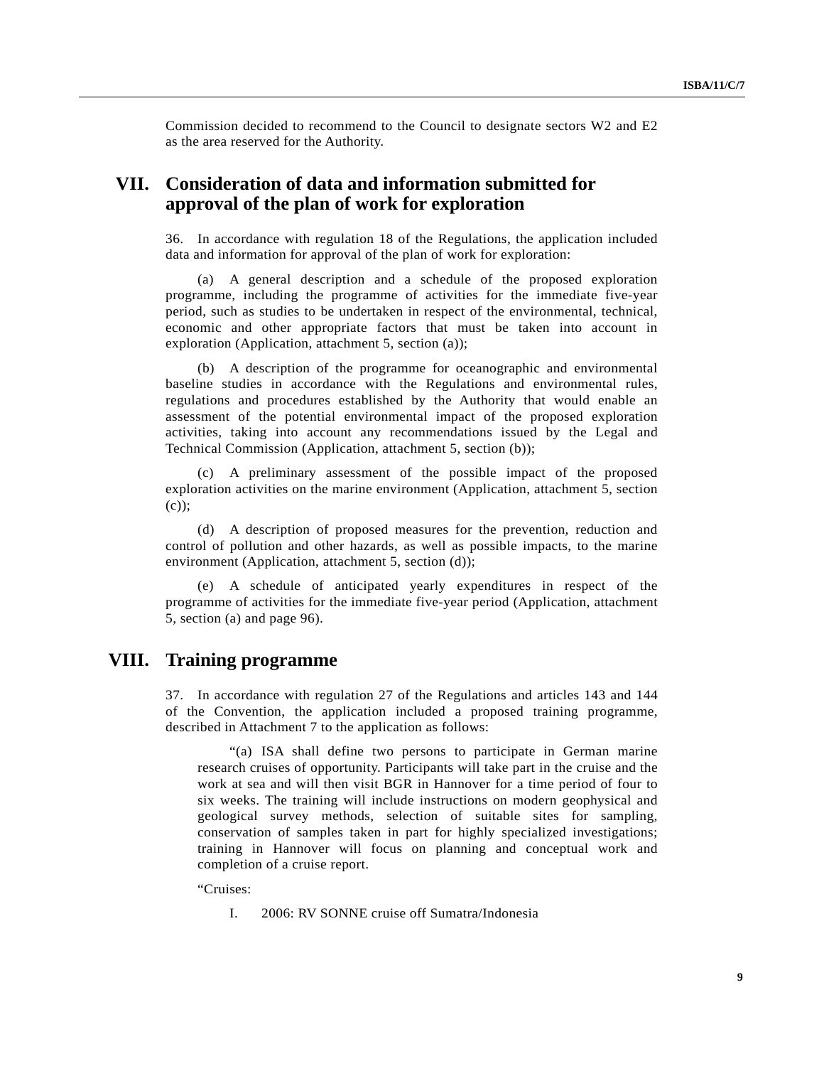Commission decided to recommend to the Council to designate sectors W2 and E2 as the area reserved for the Authority.

## VII. Consideration of data and information submitted for approval of the plan of work for exploration

36. In accordance with regulation 18 of the Regulations, the application included data and information for approval of the plan of work for exploration:

(a) A general description and a schedule of the proposed exploration programme, including the programme of activities for the immediate five-year period, such as studies to be undertaken in respect of the environmental, technical, economic and other appropriate factors that must be taken into account in exploration (Application, attachment 5, section (a));

(b) A description of the programme for oceanographic and environmental baseline studies in accordance with the Regulations and environmental rules, regulations and procedures established by the Authority that would enable an assessment of the potential environmental impact of the proposed exploration activities, taking into account any recommendations issued by the Legal and Technical Commission (Application, attachment 5, section (b));

(c) A preliminary assessment of the possible impact of the proposed exploration activities on the marine environment (Application, attachment 5, section (c));

(d) A description of proposed measures for the prevention, reduction and control of pollution and other hazards, as well as possible impacts, to the marine environment (Application, attachment 5, section (d));

(e) A schedule of anticipated yearly expenditures in respect of the programme of activities for the immediate five-year period (Application, attachment 5, section (a) and page 96).

## VIII. Training programme

37. In accordance with regulation 27 of the Regulations and articles 143 and 144 of the Convention, the application included a proposed training programme, described in Attachment 7 to the application as follows:

> "(a) ISA shall define two persons to participate in German marine research cruises of opportunity. Participants will take part in the cruise and the work at sea and will then visit BGR in Hannover for a time period of four to six weeks. The training will include instructions on modern geophysical and geological survey methods, selection of suitable sites for sampling, conservation of samples taken in part for highly specialized investigations; training in Hannover will focus on planning and conceptual work and completion of a cruise report.
>
> "Cruises:
>
> I. 2006: RV SONNE cruise off Sumatra/Indonesia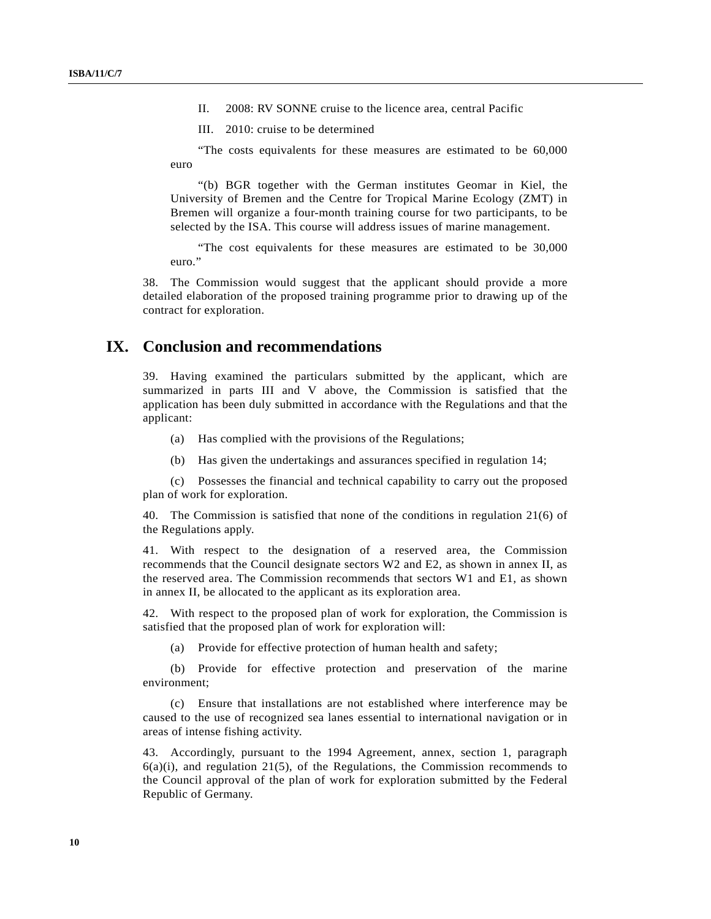II. 2008: RV SONNE cruise to the licence area, central Pacific

III. 2010: cruise to be determined

"The costs equivalents for these measures are estimated to be 60,000 euro

"(b) BGR together with the German institutes Geomar in Kiel, the University of Bremen and the Centre for Tropical Marine Ecology (ZMT) in Bremen will organize a four-month training course for two participants, to be selected by the ISA. This course will address issues of marine management.

"The cost equivalents for these measures are estimated to be 30,000 euro."

38. The Commission would suggest that the applicant should provide a more detailed elaboration of the proposed training programme prior to drawing up of the contract for exploration.

# IX. Conclusion and recommendations

39. Having examined the particulars submitted by the applicant, which are summarized in parts III and V above, the Commission is satisfied that the application has been duly submitted in accordance with the Regulations and that the applicant:

(a) Has complied with the provisions of the Regulations;

(b) Has given the undertakings and assurances specified in regulation 14;

(c) Possesses the financial and technical capability to carry out the proposed plan of work for exploration.

40. The Commission is satisfied that none of the conditions in regulation 21(6) of the Regulations apply.

41. With respect to the designation of a reserved area, the Commission recommends that the Council designate sectors W2 and E2, as shown in annex II, as the reserved area. The Commission recommends that sectors W1 and E1, as shown in annex II, be allocated to the applicant as its exploration area.

42. With respect to the proposed plan of work for exploration, the Commission is satisfied that the proposed plan of work for exploration will:

(a) Provide for effective protection of human health and safety;

(b) Provide for effective protection and preservation of the marine environment;

(c) Ensure that installations are not established where interference may be caused to the use of recognized sea lanes essential to international navigation or in areas of intense fishing activity.

43. Accordingly, pursuant to the 1994 Agreement, annex, section 1, paragraph 6(a)(i), and regulation 21(5), of the Regulations, the Commission recommends to the Council approval of the plan of work for exploration submitted by the Federal Republic of Germany.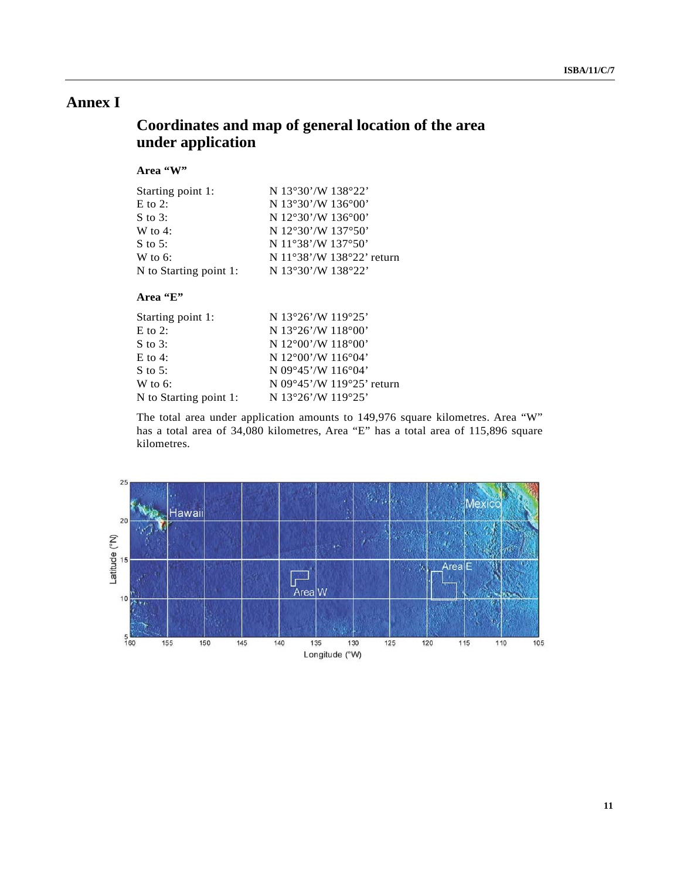# Annex I

## Coordinates and map of general location of the area under application

### Area "W"

| | |
|---|---|
| Starting point 1: | N 13°30'/W 138°22' |
| E to 2: | N 13°30'/W 136°00' |
| S to 3: | N 12°30'/W 136°00' |
| W to 4: | N 12°30'/W 137°50' |
| S to 5: | N 11°38'/W 137°50' |
| W to 6: | N 11°38'/W 138°22' return |
| N to Starting point 1: | N 13°30'/W 138°22' |

### Area "E"

| | |
|---|---|
| Starting point 1: | N 13°26'/W 119°25' |
| E to 2: | N 13°26'/W 118°00' |
| S to 3: | N 12°00'/W 118°00' |
| E to 4: | N 12°00'/W 116°04' |
| S to 5: | N 09°45'/W 116°04' |
| W to 6: | N 09°45'/W 119°25' return |
| N to Starting point 1: | N 13°26'/W 119°25' |

The total area under application amounts to 149,976 square kilometres. Area "W" has a total area of 34,080 kilometres, Area "E" has a total area of 115,896 square kilometres.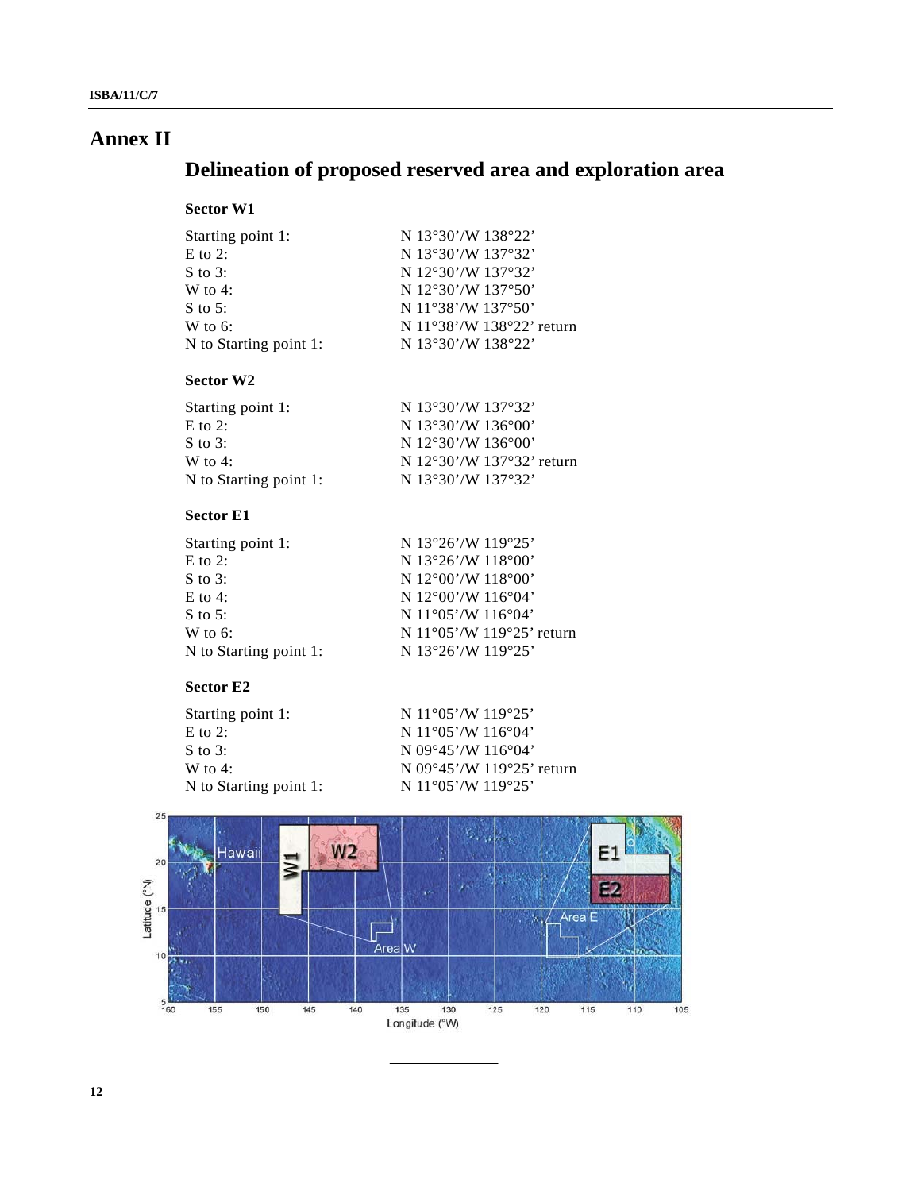# Annex II

## Delineation of proposed reserved area and exploration area

### Sector W1

| | |
|---|---|
| Starting point 1: | N 13°30'/W 138°22' |
| E to 2: | N 13°30'/W 137°32' |
| S to 3: | N 12°30'/W 137°32' |
| W to 4: | N 12°30'/W 137°50' |
| S to 5: | N 11°38'/W 137°50' |
| W to 6: | N 11°38'/W 138°22' return |
| N to Starting point 1: | N 13°30'/W 138°22' |

### Sector W2

| | |
|---|---|
| Starting point 1: | N 13°30'/W 137°32' |
| E to 2: | N 13°30'/W 136°00' |
| S to 3: | N 12°30'/W 136°00' |
| W to 4: | N 12°30'/W 137°32' return |
| N to Starting point 1: | N 13°30'/W 137°32' |

### Sector E1

| | |
|---|---|
| Starting point 1: | N 13°26'/W 119°25' |
| E to 2: | N 13°26'/W 118°00' |
| S to 3: | N 12°00'/W 118°00' |
| E to 4: | N 12°00'/W 116°04' |
| S to 5: | N 11°05'/W 116°04' |
| W to 6: | N 11°05'/W 119°25' return |
| N to Starting point 1: | N 13°26'/W 119°25' |

### Sector E2

| | |
|---|---|
| Starting point 1: | N 11°05'/W 119°25' |
| E to 2: | N 11°05'/W 116°04' |
| S to 3: | N 09°45'/W 116°04' |
| W to 4: | N 09°45'/W 119°25' return |
| N to Starting point 1: | N 11°05'/W 119°25' |

Hawaii
W1
W2
E1
E2
Area W
Area E
Latitude (°N)
25
20
15
10
5
160
155
150
145
140
135
130
125
120
115
110
105
Longitude (°W)